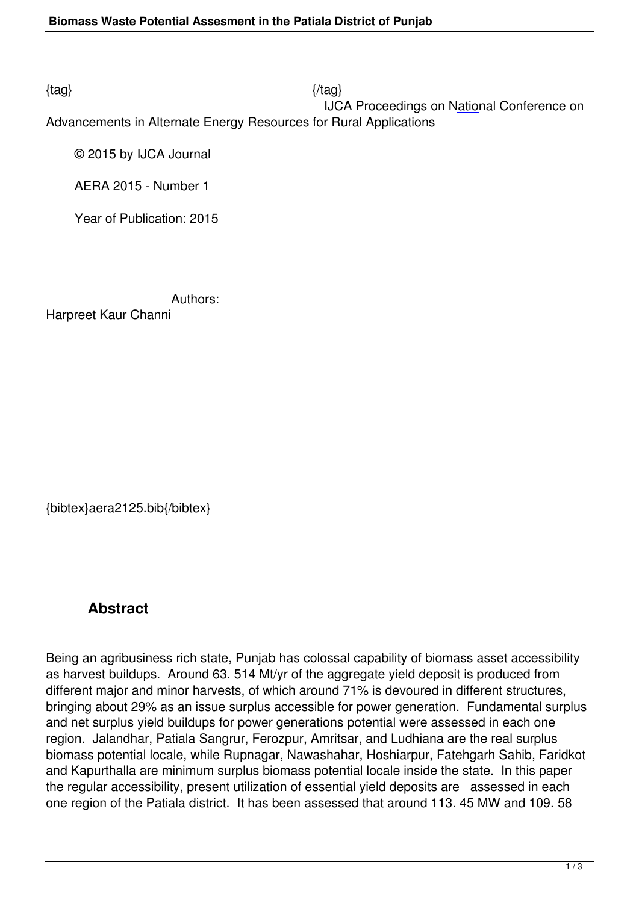{tag} {/tag}

IJCA Proceedings on National Conference on Advancements in Alternate Energy Resources for Rural Applications

© 2015 by IJCA Journal

AERA 2015 - Number 1

Year of Publication: 2015

Authors:
Harpreet Kaur Channi

{bibtex}aera2125.bib{/bibtex}

## Abstract

Being an agribusiness rich state, Punjab has colossal capability of biomass asset accessibility as harvest buildups. Around 63. 514 Mt/yr of the aggregate yield deposit is produced from different major and minor harvests, of which around 71% is devoured in different structures, bringing about 29% as an issue surplus accessible for power generation. Fundamental surplus and net surplus yield buildups for power generations potential were assessed in each one region. Jalandhar, Patiala Sangrur, Ferozpur, Amritsar, and Ludhiana are the real surplus biomass potential locale, while Rupnagar, Nawashahar, Hoshiarpur, Fatehgarh Sahib, Faridkot and Kapurthalla are minimum surplus biomass potential locale inside the state. In this paper the regular accessibility, present utilization of essential yield deposits are assessed in each one region of the Patiala district. It has been assessed that around 113. 45 MW and 109. 58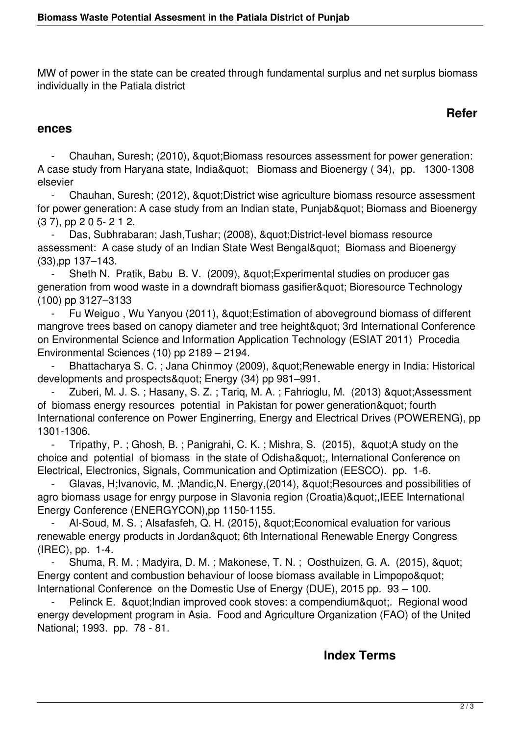MW of power in the state can be created through fundamental surplus and net surplus biomass individually in the Patiala district

## References

- Chauhan, Suresh; (2010), &quot;Biomass resources assessment for power generation: A case study from Haryana state, India&quot; Biomass and Bioenergy ( 34), pp. 1300-1308 elsevier
- Chauhan, Suresh; (2012), &quot;District wise agriculture biomass resource assessment for power generation: A case study from an Indian state, Punjab&quot; Biomass and Bioenergy (3 7), pp 2 0 5- 2 1 2.
- Das, Subhrabaran; Jash,Tushar; (2008), &quot;District-level biomass resource assessment: A case study of an Indian State West Bengal&quot; Biomass and Bioenergy (33),pp 137–143.
- Sheth N. Pratik, Babu B. V. (2009), &quot;Experimental studies on producer gas generation from wood waste in a downdraft biomass gasifier&quot; Bioresource Technology (100) pp 3127–3133
- Fu Weiguo , Wu Yanyou (2011), &quot;Estimation of aboveground biomass of different mangrove trees based on canopy diameter and tree height&quot; 3rd International Conference on Environmental Science and Information Application Technology (ESIAT 2011) Procedia Environmental Sciences (10) pp 2189 – 2194.
- Bhattacharya S. C. ; Jana Chinmoy (2009), &quot;Renewable energy in India: Historical developments and prospects&quot; Energy (34) pp 981–991.
- Zuberi, M. J. S. ; Hasany, S. Z. ; Tariq, M. A. ; Fahrioglu, M. (2013) &quot;Assessment of biomass energy resources potential in Pakistan for power generation&quot; fourth International conference on Power Enginerring, Energy and Electrical Drives (POWERENG), pp 1301-1306.
- Tripathy, P. ; Ghosh, B. ; Panigrahi, C. K. ; Mishra, S. (2015), &quot;A study on the choice and potential of biomass in the state of Odisha&quot;, International Conference on Electrical, Electronics, Signals, Communication and Optimization (EESCO). pp. 1-6.
- Glavas, H;Ivanovic, M. ;Mandic,N. Energy,(2014), &quot;Resources and possibilities of agro biomass usage for enrgy purpose in Slavonia region (Croatia)&quot;,IEEE International Energy Conference (ENERGYCON),pp 1150-1155.
- Al-Soud, M. S. ; Alsafasfeh, Q. H. (2015), &quot;Economical evaluation for various renewable energy products in Jordan&quot; 6th International Renewable Energy Congress (IREC), pp. 1-4.
- Shuma, R. M. ; Madyira, D. M. ; Makonese, T. N. ; Oosthuizen, G. A. (2015), &quot; Energy content and combustion behaviour of loose biomass available in Limpopo&quot; International Conference on the Domestic Use of Energy (DUE), 2015 pp. 93 – 100.
- Pelinck E. &quot;Indian improved cook stoves: a compendium&quot;. Regional wood energy development program in Asia. Food and Agriculture Organization (FAO) of the United National; 1993. pp. 78 - 81.

## Index Terms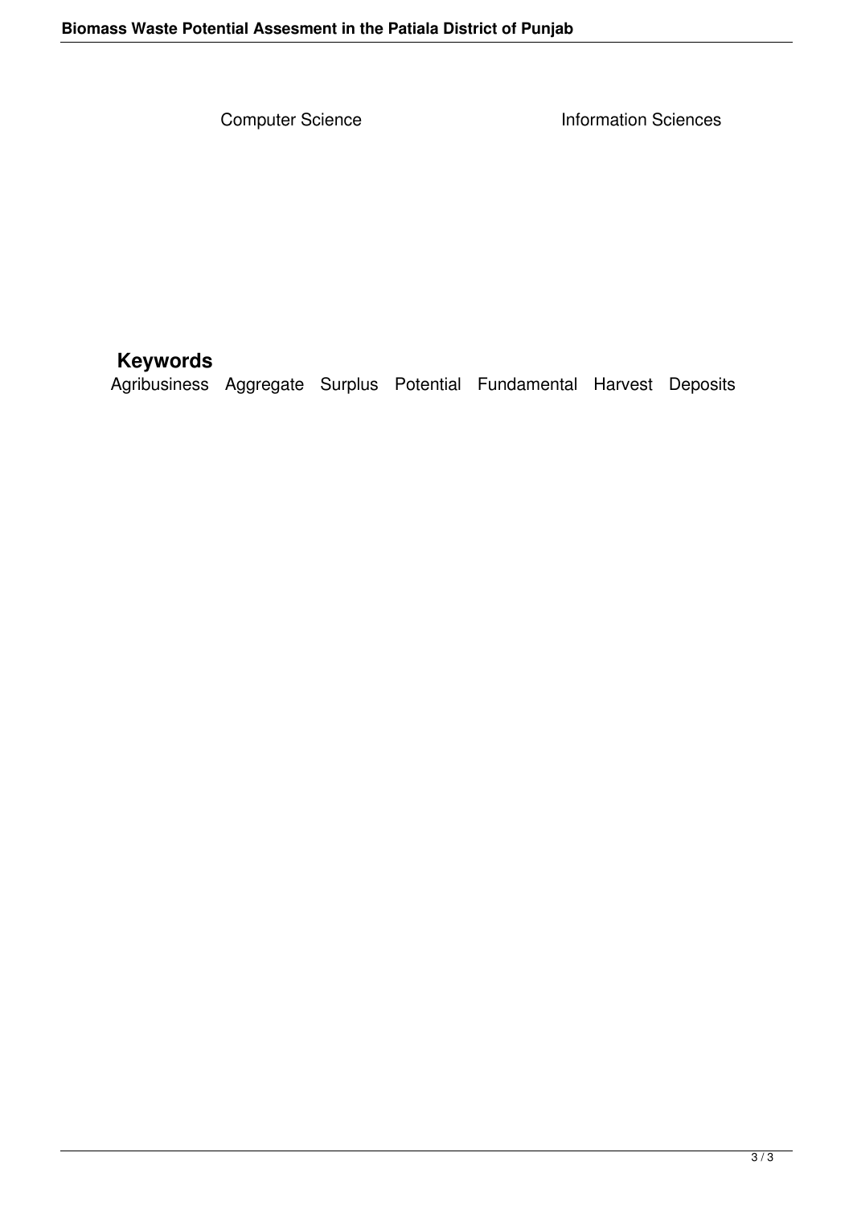Computer Science Information Sciences

## Keywords

Agribusiness Aggregate Surplus Potential Fundamental Harvest Deposits